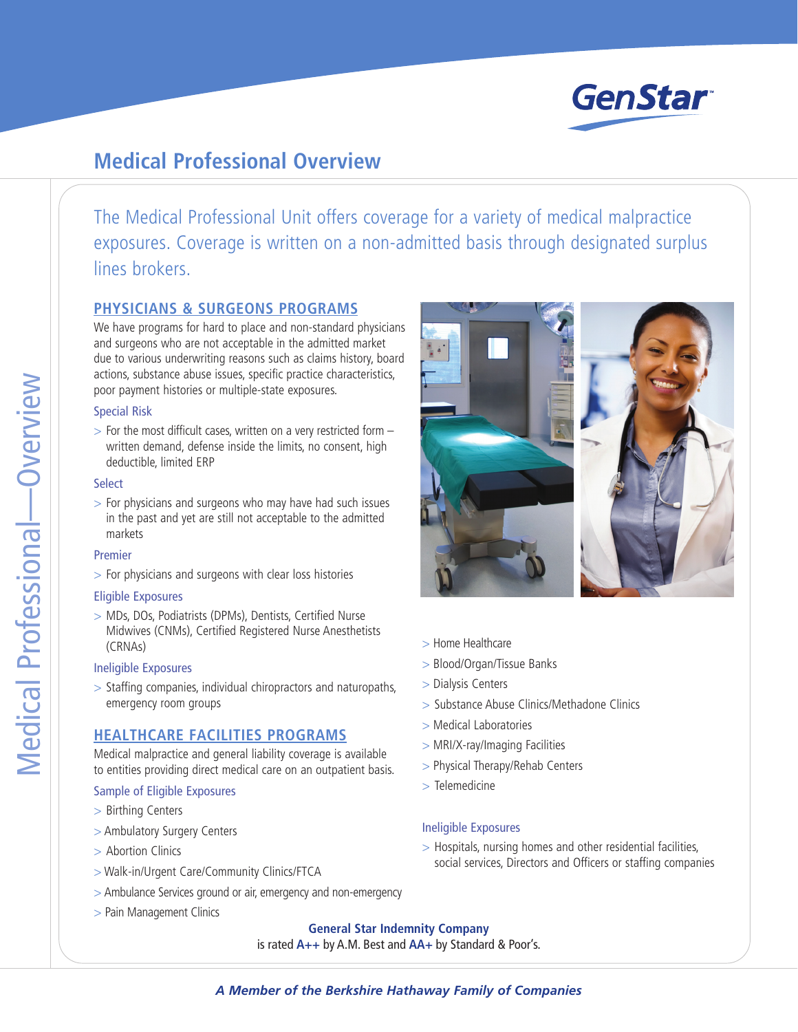GenStar

# Medical Professional Overview

The Medical Professional Unit offers coverage for a variety of medical malpractice exposures. Coverage is written on a non-admitted basis through designated surplus lines brokers.

## PHYSICIANS & SURGEONS PROGRAMS

We have programs for hard to place and non-standard physicians and surgeons who are not acceptable in the admitted market due to various underwriting reasons such as claims history, board actions, substance abuse issues, specific practice characteristics, poor payment histories or multiple-state exposures.

### Special Risk

> For the most difficult cases, written on a very restricted form – written demand, defense inside the limits, no consent, high deductible, limited ERP

### Select

> For physicians and surgeons who may have had such issues in the past and yet are still not acceptable to the admitted markets

### Premier

> For physicians and surgeons with clear loss histories

### Eligible Exposures

> MDs, DOs, Podiatrists (DPMs), Dentists, Certified Nurse Midwives (CNMs), Certified Registered Nurse Anesthetists (CRNAs)

### Ineligible Exposures

> Staffing companies, individual chiropractors and naturopaths, emergency room groups

## HEALTHCARE FACILITIES PROGRAMS

Medical malpractice and general liability coverage is available to entities providing direct medical care on an outpatient basis.

### Sample of Eligible Exposures

> Birthing Centers
> Ambulatory Surgery Centers
> Abortion Clinics
> Walk-in/Urgent Care/Community Clinics/FTCA
> Ambulance Services ground or air, emergency and non-emergency
> Pain Management Clinics
> Home Healthcare
> Blood/Organ/Tissue Banks
> Dialysis Centers
> Substance Abuse Clinics/Methadone Clinics
> Medical Laboratories
> MRI/X-ray/Imaging Facilities
> Physical Therapy/Rehab Centers
> Telemedicine

### Ineligible Exposures

> Hospitals, nursing homes and other residential facilities, social services, Directors and Officers or staffing companies

**General Star Indemnity Company**
is rated **A++** by A.M. Best and **AA+** by Standard & Poor's.

***A Member of the Berkshire Hathaway Family of Companies***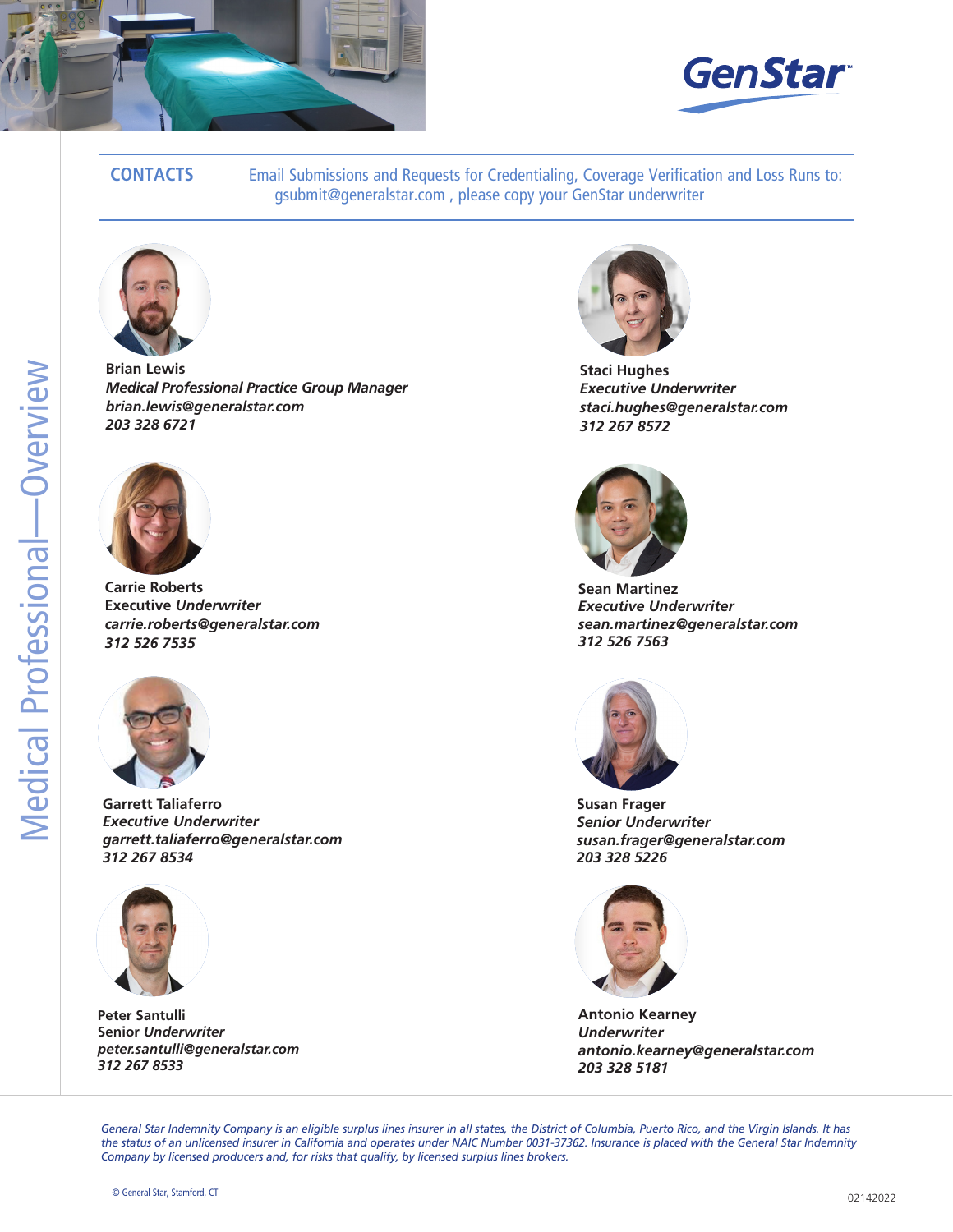## CONTACTS

Email Submissions and Requests for Credentialing, Coverage Verification and Loss Runs to: gsubmit@generalstar.com , please copy your GenStar underwriter

**Brian Lewis**
***Medical Professional Practice Group Manager***
***brian.lewis@generalstar.com***
***203 328 6721***

**Staci Hughes**
***Executive Underwriter***
***staci.hughes@generalstar.com***
***312 267 8572***

**Carrie Roberts**
**Executive *Underwriter***
***carrie.roberts@generalstar.com***
***312 526 7535***

**Sean Martinez**
***Executive Underwriter***
***sean.martinez@generalstar.com***
***312 526 7563***

**Garrett Taliaferro**
***Executive Underwriter***
***garrett.taliaferro@generalstar.com***
***312 267 8534***

**Susan Frager**
***Senior Underwriter***
***susan.frager@generalstar.com***
***203 328 5226***

**Peter Santulli**
**Senior *Underwriter***
***peter.santulli@generalstar.com***
***312 267 8533***

**Antonio Kearney**
***Underwriter***
***antonio.kearney@generalstar.com***
***203 328 5181***

*General Star Indemnity Company is an eligible surplus lines insurer in all states, the District of Columbia, Puerto Rico, and the Virgin Islands. It has the status of an unlicensed insurer in California and operates under NAIC Number 0031-37362. Insurance is placed with the General Star Indemnity Company by licensed producers and, for risks that qualify, by licensed surplus lines brokers.*

© General Star, Stamford, CT

02142022